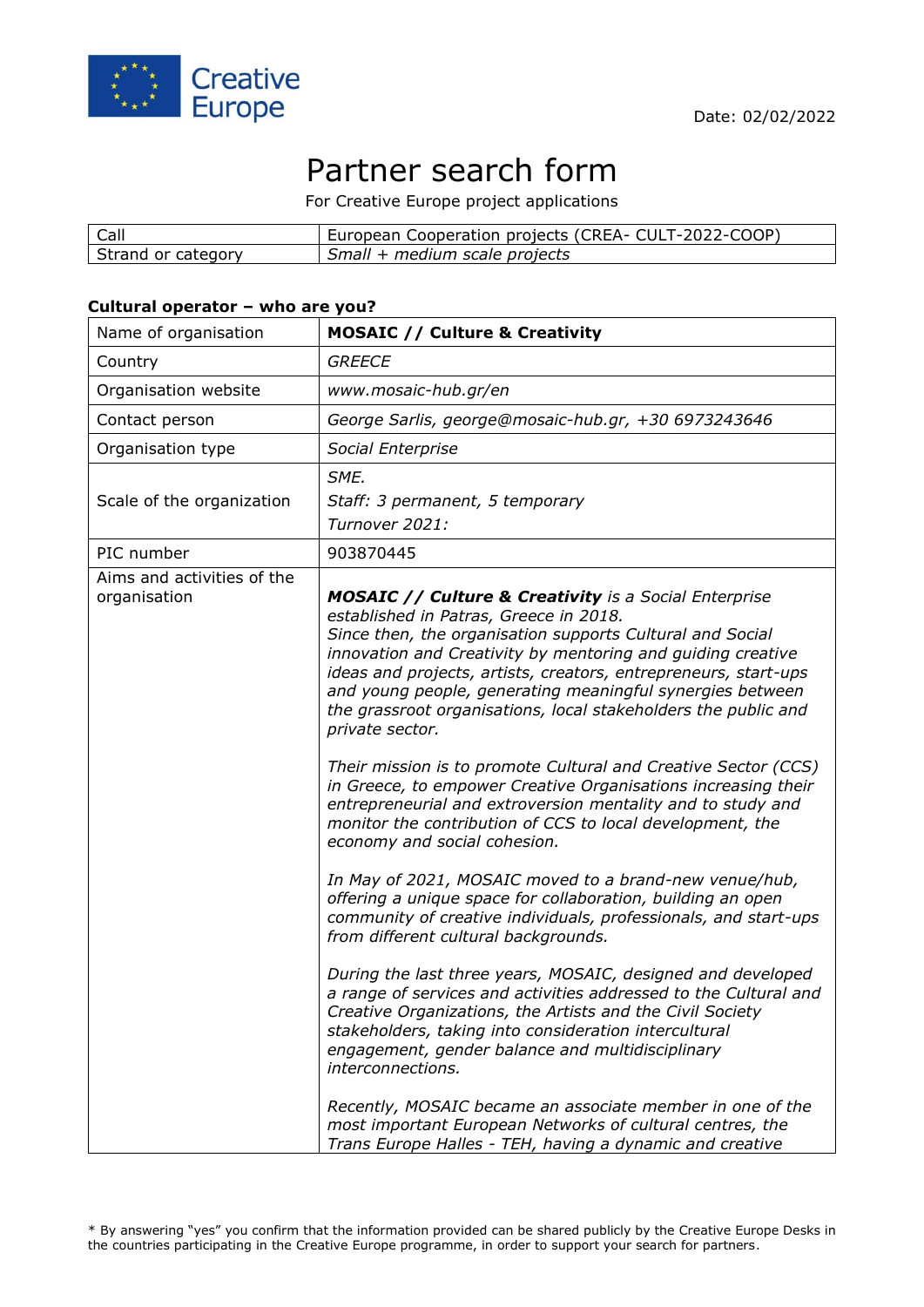Creative Europe

Date: 02/02/2022

# Partner search form

For Creative Europe project applications

| Call | European Cooperation projects (CREA- CULT-2022-COOP) |
|---|---|
| Strand or category | *Small + medium scale projects* |

**Cultural operator – who are you?**

| Name of organisation | **MOSAIC // Culture & Creativity** |
|---|---|
| Country | *GREECE* |
| Organisation website | *www.mosaic-hub.gr/en* |
| Contact person | *George Sarlis, george@mosaic-hub.gr, +30 6973243646* |
| Organisation type | *Social Enterprise* |
| Scale of the organization | *SME.*<br>*Staff: 3 permanent, 5 temporary*<br>*Turnover 2021:* |
| PIC number | 903870445 |
| Aims and activities of the organisation | ***MOSAIC // Culture & Creativity** is a Social Enterprise established in Patras, Greece in 2018.*<br>*Since then, the organisation supports Cultural and Social innovation and Creativity by mentoring and guiding creative ideas and projects, artists, creators, entrepreneurs, start-ups and young people, generating meaningful synergies between the grassroot organisations, local stakeholders the public and private sector.*<br><br>*Their mission is to promote Cultural and Creative Sector (CCS) in Greece, to empower Creative Organisations increasing their entrepreneurial and extroversion mentality and to study and monitor the contribution of CCS to local development, the economy and social cohesion.*<br><br>*In May of 2021, MOSAIC moved to a brand-new venue/hub, offering a unique space for collaboration, building an open community of creative individuals, professionals, and start-ups from different cultural backgrounds.*<br><br>*During the last three years, MOSAIC, designed and developed a range of services and activities addressed to the Cultural and Creative Organizations, the Artists and the Civil Society stakeholders, taking into consideration intercultural engagement, gender balance and multidisciplinary interconnections.*<br><br>*Recently, MOSAIC became an associate member in one of the most important European Networks of cultural centres, the Trans Europe Halles - TEH, having a dynamic and creative* |

\* By answering "yes" you confirm that the information provided can be shared publicly by the Creative Europe Desks in the countries participating in the Creative Europe programme, in order to support your search for partners.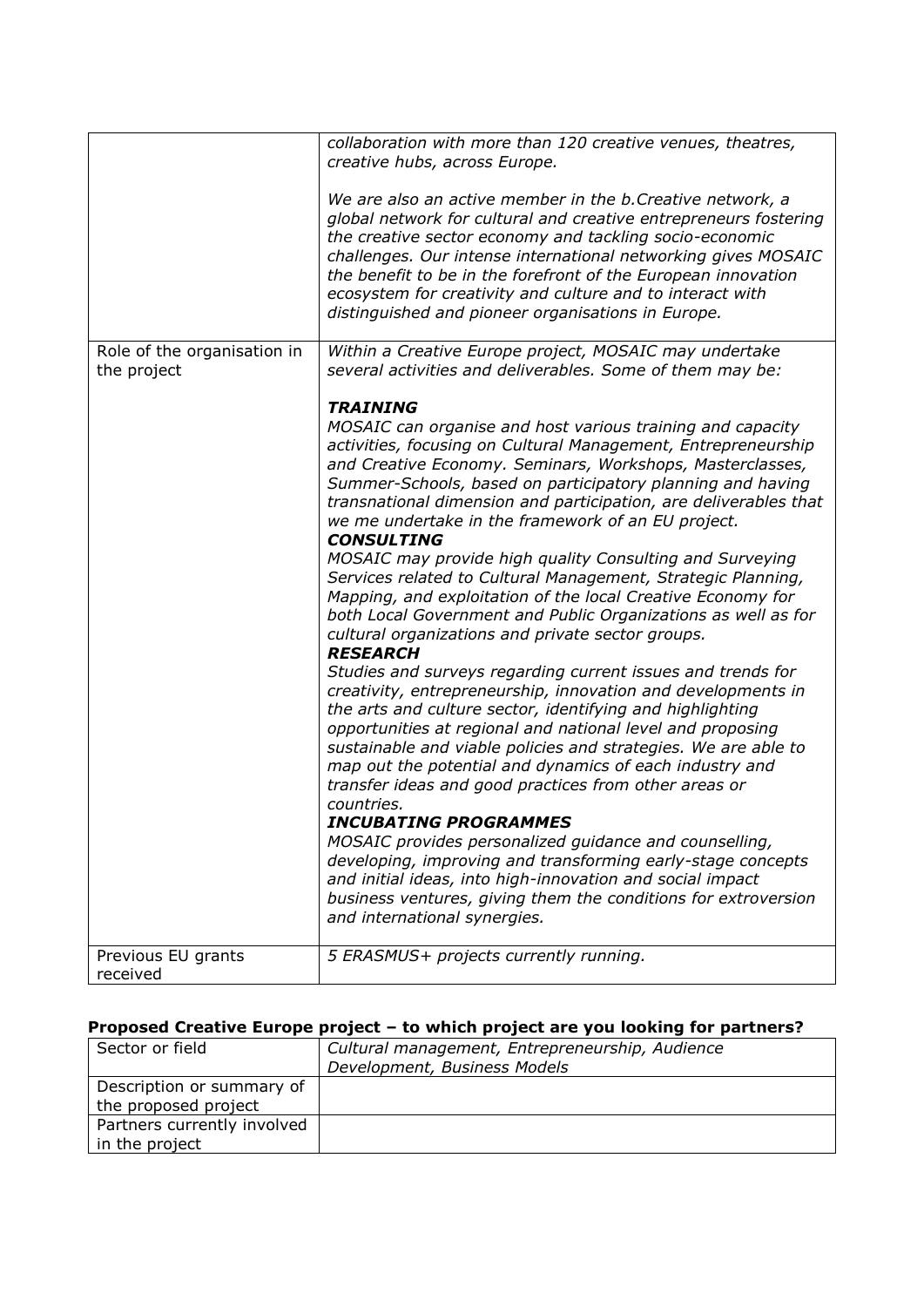| | |
|---|---|
| | *collaboration with more than 120 creative venues, theatres, creative hubs, across Europe.*<br><br>*We are also an active member in the b.Creative network, a global network for cultural and creative entrepreneurs fostering the creative sector economy and tackling socio-economic challenges. Our intense international networking gives MOSAIC the benefit to be in the forefront of the European innovation ecosystem for creativity and culture and to interact with distinguished and pioneer organisations in Europe.* |
| Role of the organisation in the project | *Within a Creative Europe project, MOSAIC may undertake several activities and deliverables. Some of them may be:*<br><br>***TRAINING***<br>*MOSAIC can organise and host various training and capacity activities, focusing on Cultural Management, Entrepreneurship and Creative Economy. Seminars, Workshops, Masterclasses, Summer-Schools, based on participatory planning and having transnational dimension and participation, are deliverables that we me undertake in the framework of an EU project.*<br>***CONSULTING***<br>*MOSAIC may provide high quality Consulting and Surveying Services related to Cultural Management, Strategic Planning, Mapping, and exploitation of the local Creative Economy for both Local Government and Public Organizations as well as for cultural organizations and private sector groups.*<br>***RESEARCH***<br>*Studies and surveys regarding current issues and trends for creativity, entrepreneurship, innovation and developments in the arts and culture sector, identifying and highlighting opportunities at regional and national level and proposing sustainable and viable policies and strategies. We are able to map out the potential and dynamics of each industry and transfer ideas and good practices from other areas or countries.*<br>***INCUBATING PROGRAMMES***<br>*MOSAIC provides personalized guidance and counselling, developing, improving and transforming early-stage concepts and initial ideas, into high-innovation and social impact business ventures, giving them the conditions for extroversion and international synergies.* |
| Previous EU grants received | *5 ERASMUS+ projects currently running.* |

**Proposed Creative Europe project – to which project are you looking for partners?**

| | |
|---|---|
| Sector or field | *Cultural management, Entrepreneurship, Audience Development, Business Models* |
| Description or summary of the proposed project | |
| Partners currently involved in the project | |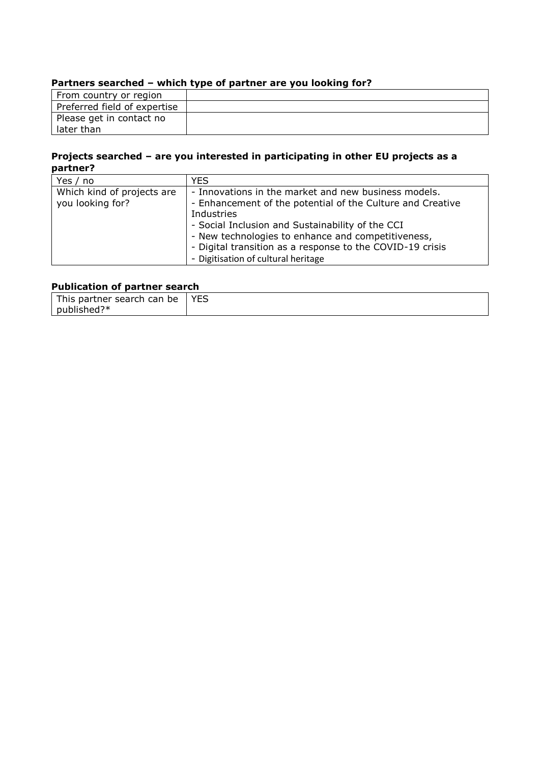### Partners searched – which type of partner are you looking for?

| | |
|---|---|
| From country or region | |
| Preferred field of expertise | |
| Please get in contact no later than | |

### Projects searched – are you interested in participating in other EU projects as a partner?

| | |
|---|---|
| Yes / no | YES |
| Which kind of projects are you looking for? | - Innovations in the market and new business models.<br>- Enhancement of the potential of the Culture and Creative Industries<br>- Social Inclusion and Sustainability of the CCI<br>- New technologies to enhance and competitiveness,<br>- Digital transition as a response to the COVID-19 crisis<br>- Digitisation of cultural heritage |

### Publication of partner search

| | |
|---|---|
| This partner search can be published?* | YES |